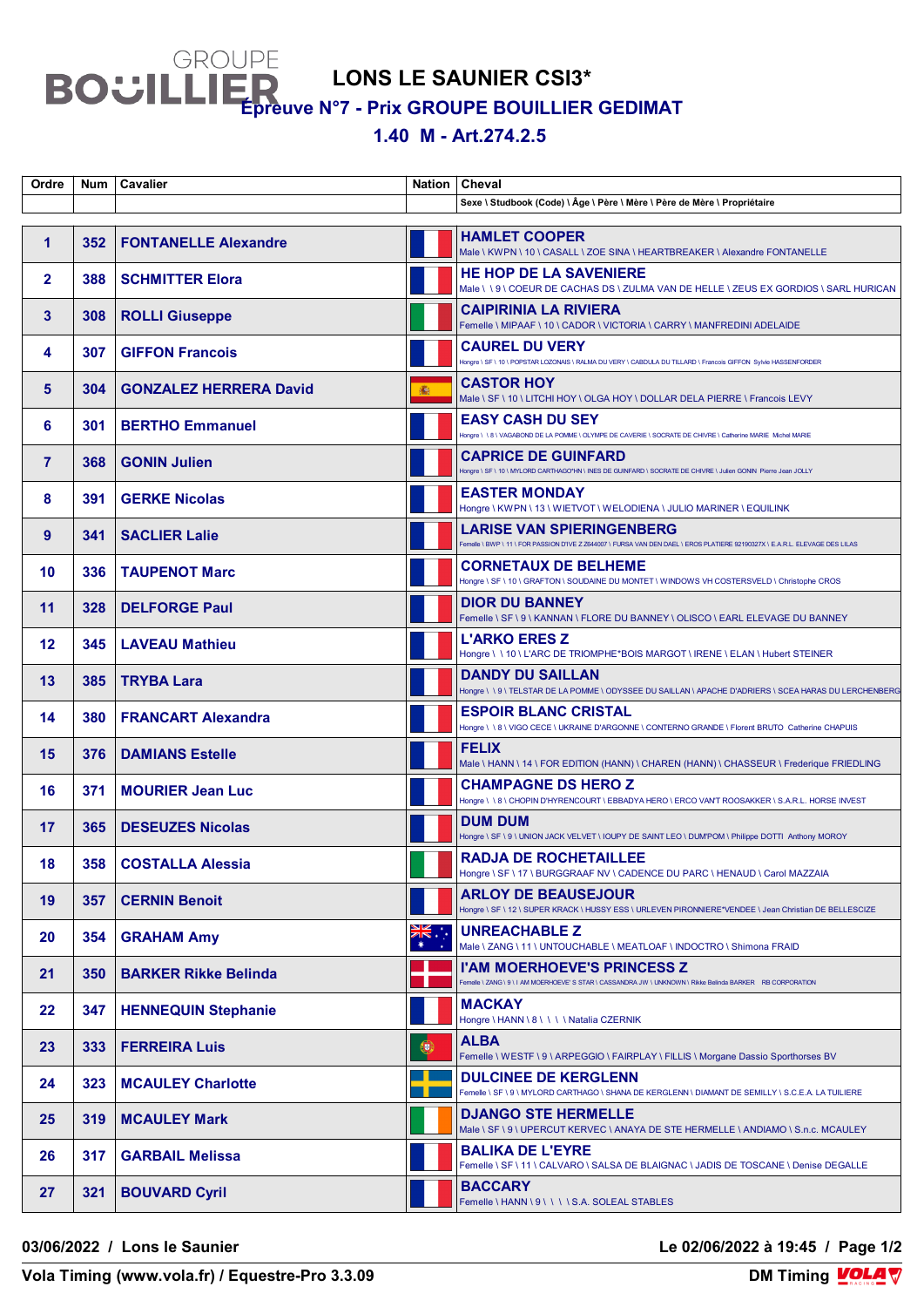GROUPE BOUILLIER

# LONS LE SAUNIER CSI3*

## Épreuve N°7 - Prix GROUPE BOUILLIER GEDIMAT

### 1.40 M - Art.274.2.5

| Ordre | Num | Cavalier | Nation | Cheval |
|---|---|---|---|---|
| | | | | Sexe \ Studbook (Code) \ Âge \ Père \ Mère \ Père de Mère \ Propriétaire |
| 1 | 352 | FONTANELLE Alexandre | | HAMLET COOPER<br>Male \ KWPN \ 10 \ CASALL \ ZOE SINA \ HEARTBREAKER \ Alexandre FONTANELLE |
| 2 | 388 | SCHMITTER Elora | | HE HOP DE LA SAVENIERE<br>Male \ \ 9 \ COEUR DE CACHAS DS \ ZULMA VAN DE HELLE \ ZEUS EX GORDIOS \ SARL HURICAN |
| 3 | 308 | ROLLI Giuseppe | | CAIPIRINIA LA RIVIERA<br>Femelle \ MIPAAF \ 10 \ CADOR \ VICTORIA \ CARRY \ MANFREDINI ADELAIDE |
| 4 | 307 | GIFFON Francois | | CAUREL DU VERY<br>Hongre \ SF \ 10 \ POPSTAR LOZONAIS \ RALMA DU VERY \ CABDULA DU TILLARD \ Francois GIFFON Sylvie HASSENFORDER |
| 5 | 304 | GONZALEZ HERRERA David | | CASTOR HOY<br>Male \ SF \ 10 \ LITCHI HOY \ OLGA HOY \ DOLLAR DELA PIERRE \ Francois LEVY |
| 6 | 301 | BERTHO Emmanuel | | EASY CASH DU SEY<br>Hongre \ \ 8 \ VAGABOND DE LA POMME \ OLYMPE DE CAVERIE \ SOCRATE DE CHIVRE \ Catherine MARIE Michel MARIE |
| 7 | 368 | GONIN Julien | | CAPRICE DE GUINFARD<br>Hongre \ SF \ 10 \ MYLORD CARTHAGO*HN \ INES DE GUINFARD \ SOCRATE DE CHIVRE \ Julien GONIN Pierre Jean JOLLY |
| 8 | 391 | GERKE Nicolas | | EASTER MONDAY<br>Hongre \ KWPN \ 13 \ WIETVOT \ WELODIENA \ JULIO MARINER \ EQUILINK |
| 9 | 341 | SACLIER Lalie | | LARISE VAN SPIERINGENBERG<br>Femelle \ BWP \ 11 \ FOR PASSION D'IVE Z Z644007 \ FURSA VAN DEN DAEL \ EROS PLATIERE 92190327X \ E.A.R.L. ELEVAGE DES LILAS |
| 10 | 336 | TAUPENOT Marc | | CORNETAUX DE BELHEME<br>Hongre \ SF \ 10 \ GRAFTON \ SOUDAINE DU MONTET \ WINDOWS VH COSTERSVELD \ Christophe CROS |
| 11 | 328 | DELFORGE Paul | | DIOR DU BANNEY<br>Femelle \ SF \ 9 \ KANNAN \ FLORE DU BANNEY \ OLISCO \ EARL ELEVAGE DU BANNEY |
| 12 | 345 | LAVEAU Mathieu | | L'ARKO ERES Z<br>Hongre \ \ 10 \ L'ARC DE TRIOMPHE*BOIS MARGOT \ IRENE \ ELAN \ Hubert STEINER |
| 13 | 385 | TRYBA Lara | | DANDY DU SAILLAN<br>Hongre \ \ 9 \ TELSTAR DE LA POMME \ ODYSSEE DU SAILLAN \ APACHE D'ADRIERS \ SCEA HARAS DU LERCHENBERG |
| 14 | 380 | FRANCART Alexandra | | ESPOIR BLANC CRISTAL<br>Hongre \ \ 8 \ VIGO CECE \ UKRAINE D'ARGONNE \ CONTERNO GRANDE \ Florent BRUTO Catherine CHAPUIS |
| 15 | 376 | DAMIANS Estelle | | FELIX<br>Male \ HANN \ 14 \ FOR EDITION (HANN) \ CHAREN (HANN) \ CHASSEUR \ Frederique FRIEDLING |
| 16 | 371 | MOURIER Jean Luc | | CHAMPAGNE DS HERO Z<br>Hongre \ \ 8 \ CHOPIN D'HYRENCOURT \ EBBADYA HERO \ ERCO VAN'T ROOSAKKER \ S.A.R.L. HORSE INVEST |
| 17 | 365 | DESEUZES Nicolas | | DUM DUM<br>Hongre \ SF \ 9 \ UNION JACK VELVET \ IOUPY DE SAINT LEO \ DUM'POM \ Philippe DOTTI Anthony MOROY |
| 18 | 358 | COSTALLA Alessia | | RADJA DE ROCHETAILLEE<br>Hongre \ SF \ 17 \ BURGGRAAF NV \ CADENCE DU PARC \ HENAUD \ Carol MAZZAIA |
| 19 | 357 | CERNIN Benoit | | ARLOY DE BEAUSEJOUR<br>Hongre \ SF \ 12 \ SUPER KRACK \ HUSSY ESS \ URLEVEN PIRONNIERE*VENDEE \ Jean Christian DE BELLESCIZE |
| 20 | 354 | GRAHAM Amy | | UNREACHABLE Z<br>Male \ ZANG \ 11 \ UNTOUCHABLE \ MEATLOAF \ INDOCTRO \ Shimona FRAID |
| 21 | 350 | BARKER Rikke Belinda | | I'AM MOERHOEVE'S PRINCESS Z<br>Femelle \ ZANG \ 9 \ I AM MOERHOEVE' S STAR \ CASSANDRA JW \ UNKNOWN \ Rikke Belinda BARKER RB CORPORATION |
| 22 | 347 | HENNEQUIN Stephanie | | MACKAY<br>Hongre \ HANN \ 8 \ \ \ \ Natalia CZERNIK |
| 23 | 333 | FERREIRA Luis | | ALBA<br>Femelle \ WESTF \ 9 \ ARPEGGIO \ FAIRPLAY \ FILLIS \ Morgane Dassio Sporthorses BV |
| 24 | 323 | MCAULEY Charlotte | | DULCINEE DE KERGLENN<br>Femelle \ SF \ 9 \ MYLORD CARTHAGO \ SHANA DE KERGLENN \ DIAMANT DE SEMILLY \ S.C.E.A. LA TUILIERE |
| 25 | 319 | MCAULEY Mark | | DJANGO STE HERMELLE<br>Male \ SF \ 9 \ UPERCUT KERVEC \ ANAYA DE STE HERMELLE \ ANDIAMO \ S.n.c. MCAULEY |
| 26 | 317 | GARBAIL Melissa | | BALIKA DE L'EYRE<br>Femelle \ SF \ 11 \ CALVARO \ SALSA DE BLAIGNAC \ JADIS DE TOSCANE \ Denise DEGALLE |
| 27 | 321 | BOUVARD Cyril | | BACCARY<br>Femelle \ HANN \ 9 \ \ \ \ S.A. SOLEAL STABLES |

03/06/2022 / Lons le Saunier — Le 02/06/2022 à 19:45

Vola Timing (www.vola.fr) / Equestre-Pro 3.3.09 — DM Timing VOLA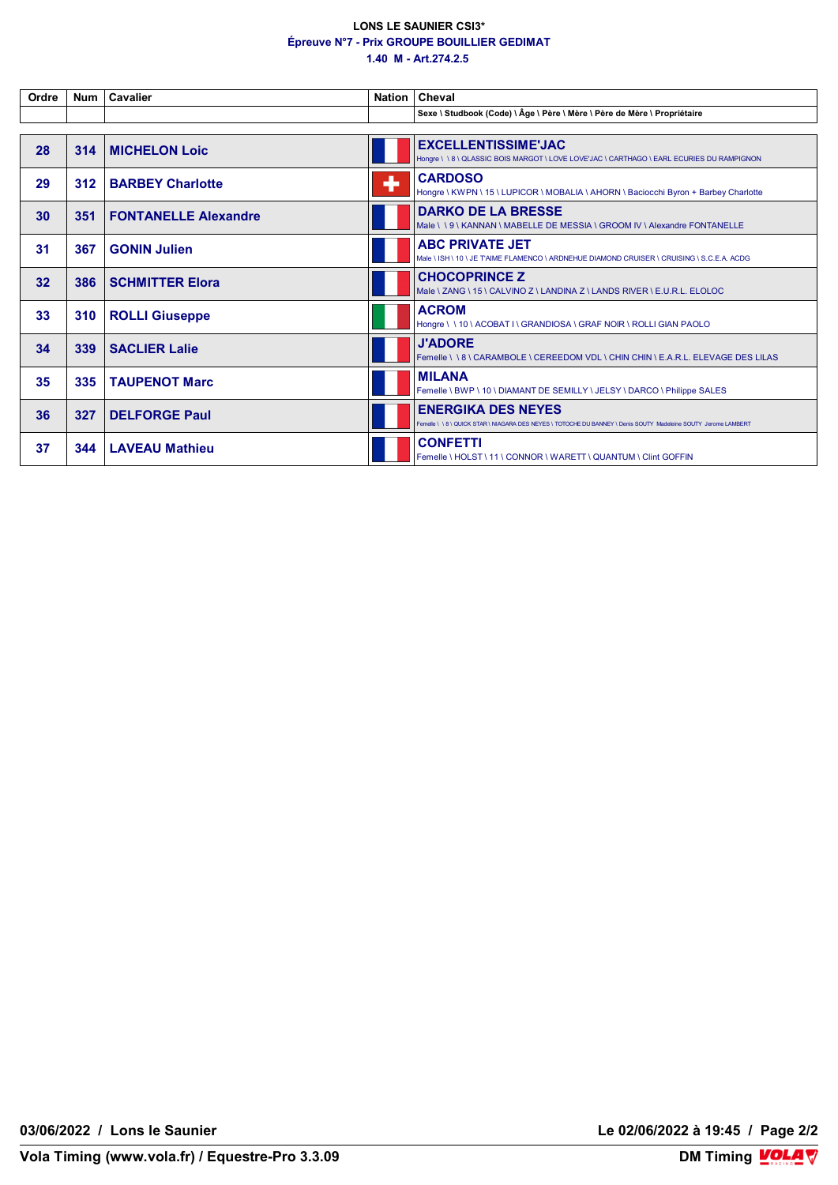**LONS LE SAUNIER CSI3***

**Épreuve N°7 - Prix GROUPE BOUILLIER GEDIMAT**

**1.40 M - Art.274.2.5**

| Ordre | Num | Cavalier | Nation | Cheval |
| --- | --- | --- | --- | --- |
| | | | | Sexe \ Studbook (Code) \ Âge \ Père \ Mère \ Père de Mère \ Propriétaire |
| 28 | 314 | MICHELON Loic | FRA | EXCELLENTISSIME'JAC<br>Hongre \ \ 8 \ QLASSIC BOIS MARGOT \ LOVE LOVE'JAC \ CARTHAGO \ EARL ECURIES DU RAMPIGNON |
| 29 | 312 | BARBEY Charlotte | SUI | CARDOSO<br>Hongre \ KWPN \ 15 \ LUPICOR \ MOBALIA \ AHORN \ Baciocchi Byron + Barbey Charlotte |
| 30 | 351 | FONTANELLE Alexandre | FRA | DARKO DE LA BRESSE<br>Male \ \ 9 \ KANNAN \ MABELLE DE MESSIA \ GROOM IV \ Alexandre FONTANELLE |
| 31 | 367 | GONIN Julien | FRA | ABC PRIVATE JET<br>Male \ ISH \ 10 \ JE T'AIME FLAMENCO \ ARDNEHUE DIAMOND CRUISER \ CRUISING \ S.C.E.A. ACDG |
| 32 | 386 | SCHMITTER Elora | FRA | CHOCOPRINCE Z<br>Male \ ZANG \ 15 \ CALVINO Z \ LANDINA Z \ LANDS RIVER \ E.U.R.L. ELOLOC |
| 33 | 310 | ROLLI Giuseppe | ITA | ACROM<br>Hongre \ \ 10 \ ACOBAT I \ GRANDIOSA \ GRAF NOIR \ ROLLI GIAN PAOLO |
| 34 | 339 | SACLIER Lalie | FRA | J'ADORE<br>Femelle \ \ 8 \ CARAMBOLE \ CEREEDOM VDL \ CHIN CHIN \ E.A.R.L. ELEVAGE DES LILAS |
| 35 | 335 | TAUPENOT Marc | FRA | MILANA<br>Femelle \ BWP \ 10 \ DIAMANT DE SEMILLY \ JELSY \ DARCO \ Philippe SALES |
| 36 | 327 | DELFORGE Paul | FRA | ENERGIKA DES NEYES<br>Femelle \ \ 8 \ QUICK STAR \ NIAGARA DES NEYES \ TOTOCHE DU BANNEY \ Denis SOUTY Madeleine SOUTY Jerome LAMBERT |
| 37 | 344 | LAVEAU Mathieu | FRA | CONFETTI<br>Femelle \ HOLST \ 11 \ CONNOR \ WARETT \ QUANTUM \ Clint GOFFIN |

03/06/2022 / Lons le Saunier — Le 02/06/2022 à 19:45

Vola Timing (www.vola.fr) / Equestre-Pro 3.3.09 — DM Timing